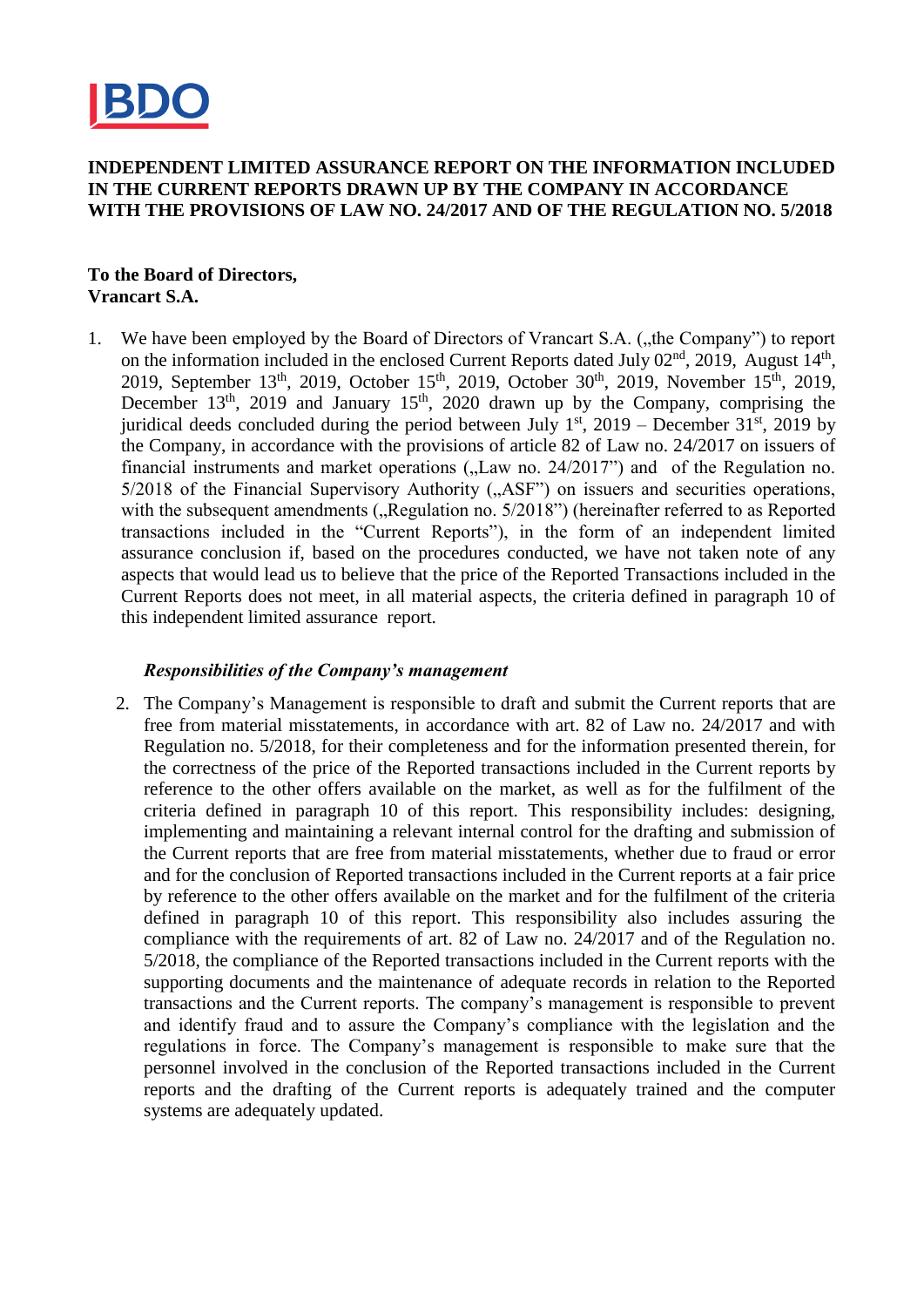**INDEPENDENT LIMITED ASSURANCE REPORT ON THE INFORMATION INCLUDED IN THE CURRENT REPORTS DRAWN UP BY THE COMPANY IN ACCORDANCE WITH THE PROVISIONS OF LAW NO. 24/2017 AND OF THE REGULATION NO. 5/2018**

**To the Board of Directors,**
**Vrancart S.A.**

1. We have been employed by the Board of Directors of Vrancart S.A. („the Company") to report on the information included in the enclosed Current Reports dated July 02nd, 2019, August 14th, 2019, September 13th, 2019, October 15th, 2019, October 30th, 2019, November 15th, 2019, December 13th, 2019 and January 15th, 2020 drawn up by the Company, comprising the juridical deeds concluded during the period between July 1st, 2019 – December 31st, 2019 by the Company, in accordance with the provisions of article 82 of Law no. 24/2017 on issuers of financial instruments and market operations („Law no. 24/2017") and of the Regulation no. 5/2018 of the Financial Supervisory Authority („ASF") on issuers and securities operations, with the subsequent amendments („Regulation no. 5/2018") (hereinafter referred to as Reported transactions included in the "Current Reports"), in the form of an independent limited assurance conclusion if, based on the procedures conducted, we have not taken note of any aspects that would lead us to believe that the price of the Reported Transactions included in the Current Reports does not meet, in all material aspects, the criteria defined in paragraph 10 of this independent limited assurance report.

***Responsibilities of the Company's management***

2. The Company's Management is responsible to draft and submit the Current reports that are free from material misstatements, in accordance with art. 82 of Law no. 24/2017 and with Regulation no. 5/2018, for their completeness and for the information presented therein, for the correctness of the price of the Reported transactions included in the Current reports by reference to the other offers available on the market, as well as for the fulfilment of the criteria defined in paragraph 10 of this report. This responsibility includes: designing, implementing and maintaining a relevant internal control for the drafting and submission of the Current reports that are free from material misstatements, whether due to fraud or error and for the conclusion of Reported transactions included in the Current reports at a fair price by reference to the other offers available on the market and for the fulfilment of the criteria defined in paragraph 10 of this report. This responsibility also includes assuring the compliance with the requirements of art. 82 of Law no. 24/2017 and of the Regulation no. 5/2018, the compliance of the Reported transactions included in the Current reports with the supporting documents and the maintenance of adequate records in relation to the Reported transactions and the Current reports. The company's management is responsible to prevent and identify fraud and to assure the Company's compliance with the legislation and the regulations in force. The Company's management is responsible to make sure that the personnel involved in the conclusion of the Reported transactions included in the Current reports and the drafting of the Current reports is adequately trained and the computer systems are adequately updated.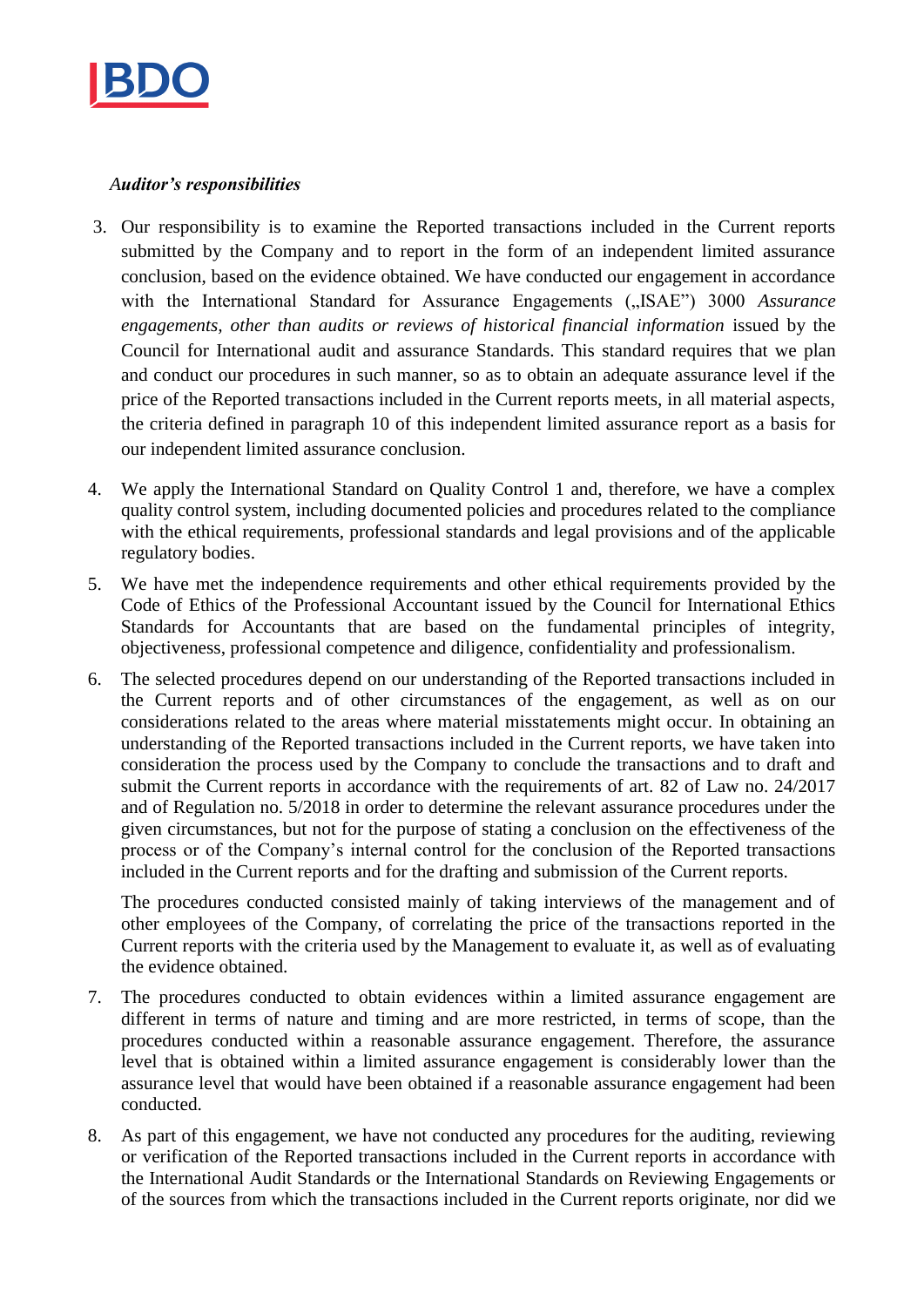*Auditor's responsibilities*

3. Our responsibility is to examine the Reported transactions included in the Current reports submitted by the Company and to report in the form of an independent limited assurance conclusion, based on the evidence obtained. We have conducted our engagement in accordance with the International Standard for Assurance Engagements („ISAE") 3000 *Assurance engagements, other than audits or reviews of historical financial information* issued by the Council for International audit and assurance Standards. This standard requires that we plan and conduct our procedures in such manner, so as to obtain an adequate assurance level if the price of the Reported transactions included in the Current reports meets, in all material aspects, the criteria defined in paragraph 10 of this independent limited assurance report as a basis for our independent limited assurance conclusion.

4. We apply the International Standard on Quality Control 1 and, therefore, we have a complex quality control system, including documented policies and procedures related to the compliance with the ethical requirements, professional standards and legal provisions and of the applicable regulatory bodies.

5. We have met the independence requirements and other ethical requirements provided by the Code of Ethics of the Professional Accountant issued by the Council for International Ethics Standards for Accountants that are based on the fundamental principles of integrity, objectiveness, professional competence and diligence, confidentiality and professionalism.

6. The selected procedures depend on our understanding of the Reported transactions included in the Current reports and of other circumstances of the engagement, as well as on our considerations related to the areas where material misstatements might occur. In obtaining an understanding of the Reported transactions included in the Current reports, we have taken into consideration the process used by the Company to conclude the transactions and to draft and submit the Current reports in accordance with the requirements of art. 82 of Law no. 24/2017 and of Regulation no. 5/2018 in order to determine the relevant assurance procedures under the given circumstances, but not for the purpose of stating a conclusion on the effectiveness of the process or of the Company's internal control for the conclusion of the Reported transactions included in the Current reports and for the drafting and submission of the Current reports.

   The procedures conducted consisted mainly of taking interviews of the management and of other employees of the Company, of correlating the price of the transactions reported in the Current reports with the criteria used by the Management to evaluate it, as well as of evaluating the evidence obtained.

7. The procedures conducted to obtain evidences within a limited assurance engagement are different in terms of nature and timing and are more restricted, in terms of scope, than the procedures conducted within a reasonable assurance engagement. Therefore, the assurance level that is obtained within a limited assurance engagement is considerably lower than the assurance level that would have been obtained if a reasonable assurance engagement had been conducted.

8. As part of this engagement, we have not conducted any procedures for the auditing, reviewing or verification of the Reported transactions included in the Current reports in accordance with the International Audit Standards or the International Standards on Reviewing Engagements or of the sources from which the transactions included in the Current reports originate, nor did we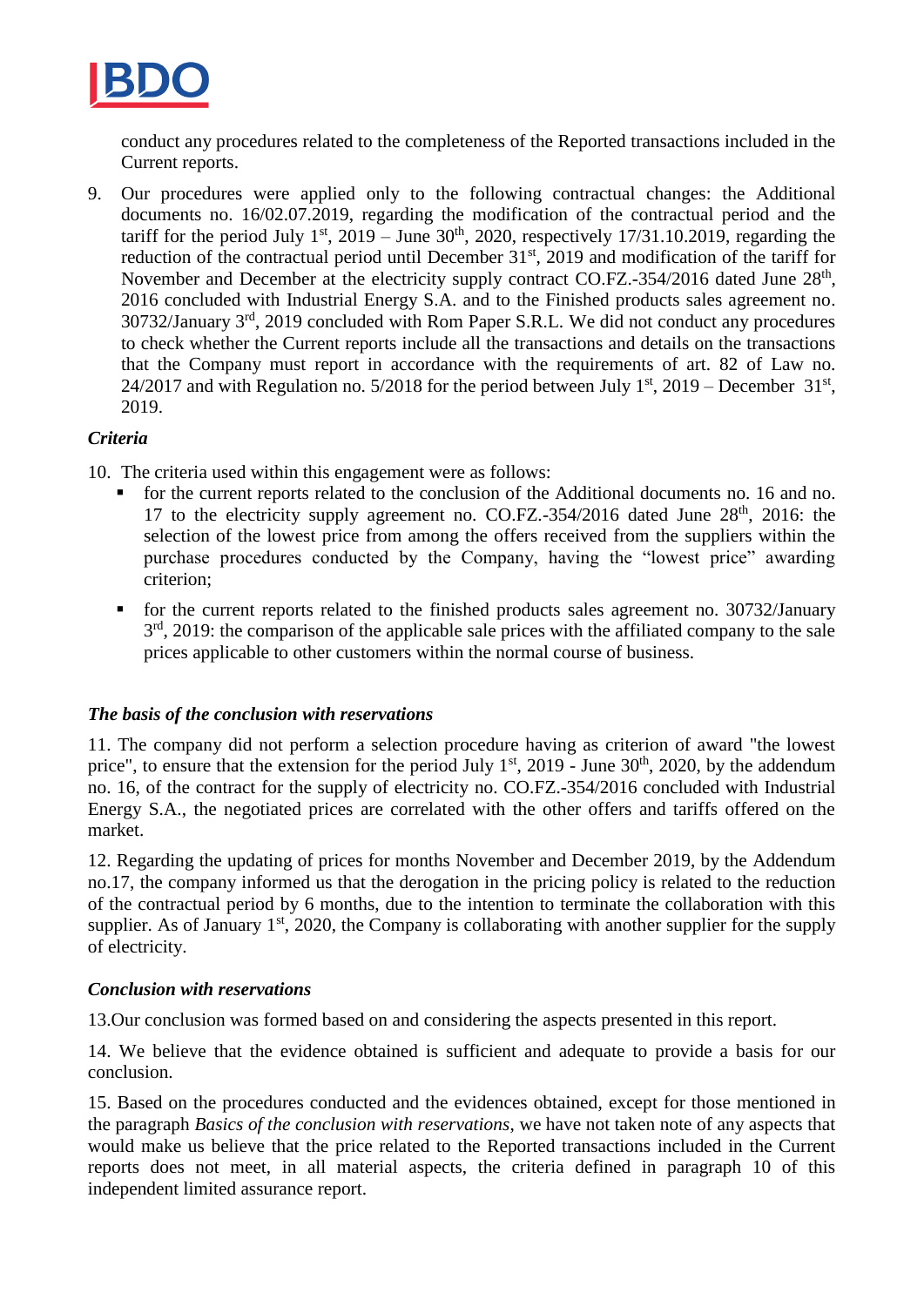conduct any procedures related to the completeness of the Reported transactions included in the Current reports.

9. Our procedures were applied only to the following contractual changes: the Additional documents no. 16/02.07.2019, regarding the modification of the contractual period and the tariff for the period July 1st, 2019 – June 30th, 2020, respectively 17/31.10.2019, regarding the reduction of the contractual period until December 31st, 2019 and modification of the tariff for November and December at the electricity supply contract CO.FZ.-354/2016 dated June 28th, 2016 concluded with Industrial Energy S.A. and to the Finished products sales agreement no. 30732/January 3rd, 2019 concluded with Rom Paper S.R.L. We did not conduct any procedures to check whether the Current reports include all the transactions and details on the transactions that the Company must report in accordance with the requirements of art. 82 of Law no. 24/2017 and with Regulation no. 5/2018 for the period between July 1st, 2019 – December 31st, 2019.

### *Criteria*

10. The criteria used within this engagement were as follows:
    - for the current reports related to the conclusion of the Additional documents no. 16 and no. 17 to the electricity supply agreement no. CO.FZ.-354/2016 dated June 28th, 2016: the selection of the lowest price from among the offers received from the suppliers within the purchase procedures conducted by the Company, having the "lowest price" awarding criterion;
    - for the current reports related to the finished products sales agreement no. 30732/January 3rd, 2019: the comparison of the applicable sale prices with the affiliated company to the sale prices applicable to other customers within the normal course of business.

### *The basis of the conclusion with reservations*

11. The company did not perform a selection procedure having as criterion of award "the lowest price", to ensure that the extension for the period July 1st, 2019 - June 30th, 2020, by the addendum no. 16, of the contract for the supply of electricity no. CO.FZ.-354/2016 concluded with Industrial Energy S.A., the negotiated prices are correlated with the other offers and tariffs offered on the market.

12. Regarding the updating of prices for months November and December 2019, by the Addendum no.17, the company informed us that the derogation in the pricing policy is related to the reduction of the contractual period by 6 months, due to the intention to terminate the collaboration with this supplier. As of January 1st, 2020, the Company is collaborating with another supplier for the supply of electricity.

### *Conclusion with reservations*

13.Our conclusion was formed based on and considering the aspects presented in this report.

14. We believe that the evidence obtained is sufficient and adequate to provide a basis for our conclusion.

15. Based on the procedures conducted and the evidences obtained, except for those mentioned in the paragraph *Basics of the conclusion with reservations*, we have not taken note of any aspects that would make us believe that the price related to the Reported transactions included in the Current reports does not meet, in all material aspects, the criteria defined in paragraph 10 of this independent limited assurance report.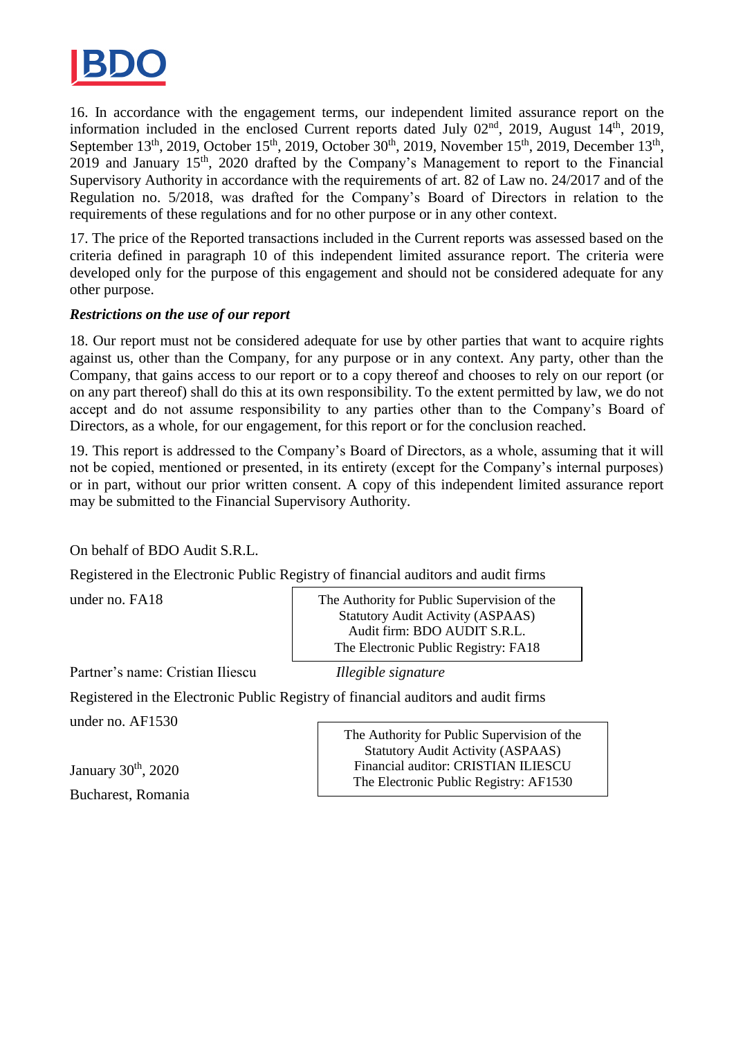16. In accordance with the engagement terms, our independent limited assurance report on the information included in the enclosed Current reports dated July 02nd, 2019, August 14th, 2019, September 13th, 2019, October 15th, 2019, October 30th, 2019, November 15th, 2019, December 13th, 2019 and January 15th, 2020 drafted by the Company's Management to report to the Financial Supervisory Authority in accordance with the requirements of art. 82 of Law no. 24/2017 and of the Regulation no. 5/2018, was drafted for the Company's Board of Directors in relation to the requirements of these regulations and for no other purpose or in any other context.

17. The price of the Reported transactions included in the Current reports was assessed based on the criteria defined in paragraph 10 of this independent limited assurance report. The criteria were developed only for the purpose of this engagement and should not be considered adequate for any other purpose.

***Restrictions on the use of our report***

18. Our report must not be considered adequate for use by other parties that want to acquire rights against us, other than the Company, for any purpose or in any context. Any party, other than the Company, that gains access to our report or to a copy thereof and chooses to rely on our report (or on any part thereof) shall do this at its own responsibility. To the extent permitted by law, we do not accept and do not assume responsibility to any parties other than to the Company's Board of Directors, as a whole, for our engagement, for this report or for the conclusion reached.

19. This report is addressed to the Company's Board of Directors, as a whole, assuming that it will not be copied, mentioned or presented, in its entirety (except for the Company's internal purposes) or in part, without our prior written consent. A copy of this independent limited assurance report may be submitted to the Financial Supervisory Authority.

On behalf of BDO Audit S.R.L.

Registered in the Electronic Public Registry of financial auditors and audit firms

under no. FA18

The Authority for Public Supervision of the Statutory Audit Activity (ASPAAS)
Audit firm: BDO AUDIT S.R.L.
The Electronic Public Registry: FA18

Partner's name: Cristian Iliescu *Illegible signature*

Registered in the Electronic Public Registry of financial auditors and audit firms

under no. AF1530

The Authority for Public Supervision of the Statutory Audit Activity (ASPAAS)
Financial auditor: CRISTIAN ILIESCU
The Electronic Public Registry: AF1530

January 30th, 2020

Bucharest, Romania